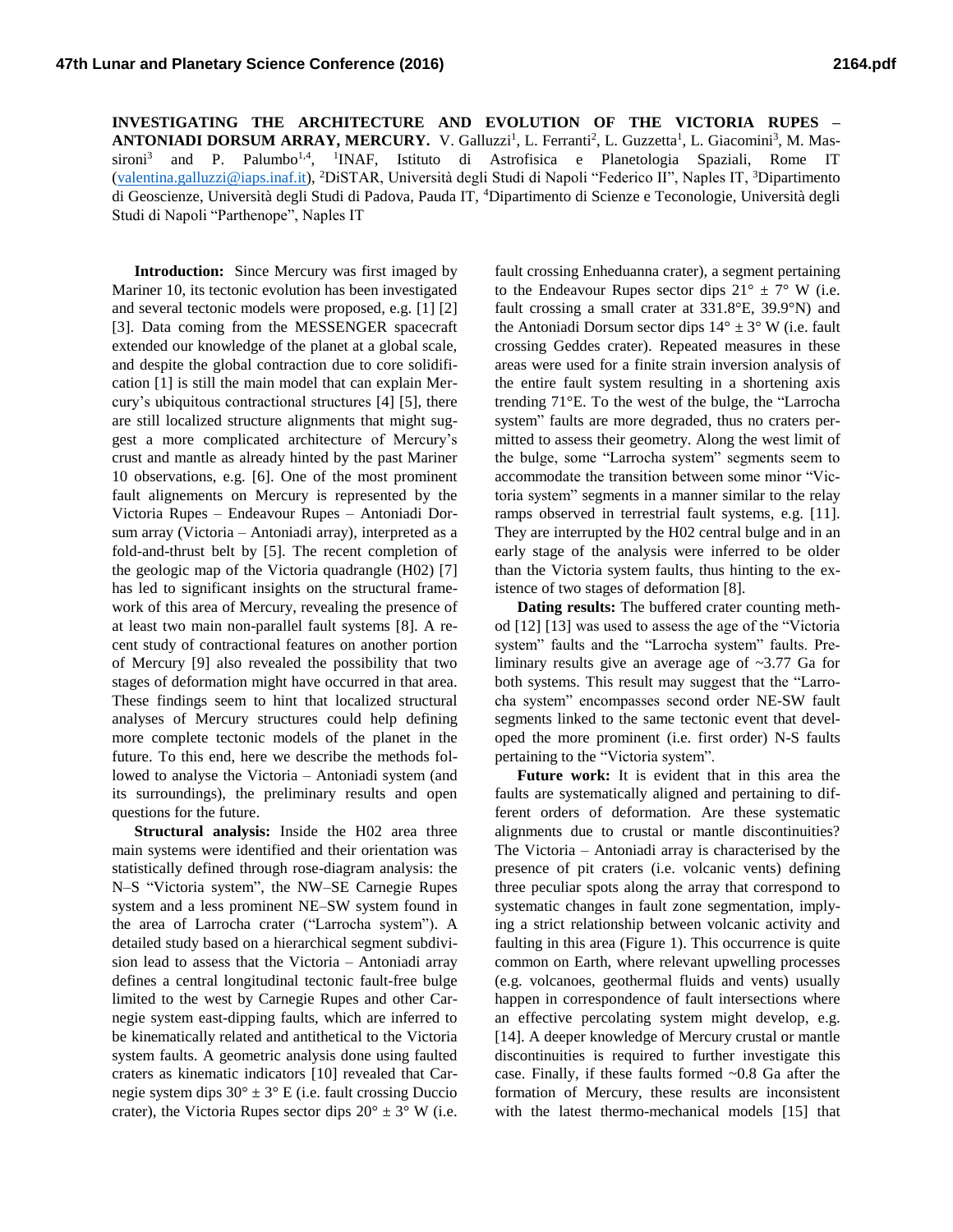**INVESTIGATING THE ARCHITECTURE AND EVOLUTION OF THE VICTORIA RUPES – ANTONIADI DORSUM ARRAY, MERCURY.** V. Galluzzi[1], L. Ferranti[2], L. Guzzetta[1], L. Giacomini[3], M. Massironi[3] and P. Palumbo[1,4], [1]INAF, Istituto di Astrofisica e Planetologia Spaziali, Rome IT (valentina.galluzzi@iaps.inaf.it), [2]DiSTAR, Università degli Studi di Napoli "Federico II", Naples IT, [3]Dipartimento di Geoscienze, Università degli Studi di Padova, Pauda IT, [4]Dipartimento di Scienze e Teconologie, Università degli Studi di Napoli "Parthenope", Naples IT

**Introduction:** Since Mercury was first imaged by Mariner 10, its tectonic evolution has been investigated and several tectonic models were proposed, e.g. [1] [2] [3]. Data coming from the MESSENGER spacecraft extended our knowledge of the planet at a global scale, and despite the global contraction due to core solidification [1] is still the main model that can explain Mercury's ubiquitous contractional structures [4] [5], there are still localized structure alignments that might suggest a more complicated architecture of Mercury's crust and mantle as already hinted by the past Mariner 10 observations, e.g. [6]. One of the most prominent fault alignements on Mercury is represented by the Victoria Rupes – Endeavour Rupes – Antoniadi Dorsum array (Victoria – Antoniadi array), interpreted as a fold-and-thrust belt by [5]. The recent completion of the geologic map of the Victoria quadrangle (H02) [7] has led to significant insights on the structural framework of this area of Mercury, revealing the presence of at least two main non-parallel fault systems [8]. A recent study of contractional features on another portion of Mercury [9] also revealed the possibility that two stages of deformation might have occurred in that area. These findings seem to hint that localized structural analyses of Mercury structures could help defining more complete tectonic models of the planet in the future. To this end, here we describe the methods followed to analyse the Victoria – Antoniadi system (and its surroundings), the preliminary results and open questions for the future.

**Structural analysis:** Inside the H02 area three main systems were identified and their orientation was statistically defined through rose-diagram analysis: the N–S "Victoria system", the NW–SE Carnegie Rupes system and a less prominent NE–SW system found in the area of Larrocha crater ("Larrocha system"). A detailed study based on a hierarchical segment subdivision lead to assess that the Victoria – Antoniadi array defines a central longitudinal tectonic fault-free bulge limited to the west by Carnegie Rupes and other Carnegie system east-dipping faults, which are inferred to be kinematically related and antithetical to the Victoria system faults. A geometric analysis done using faulted craters as kinematic indicators [10] revealed that Carnegie system dips 30° ± 3° E (i.e. fault crossing Duccio crater), the Victoria Rupes sector dips 20° ± 3° W (i.e. fault crossing Enheduanna crater), a segment pertaining to the Endeavour Rupes sector dips 21° ± 7° W (i.e. fault crossing a small crater at 331.8°E, 39.9°N) and the Antoniadi Dorsum sector dips 14° ± 3° W (i.e. fault crossing Geddes crater). Repeated measures in these areas were used for a finite strain inversion analysis of the entire fault system resulting in a shortening axis trending 71°E. To the west of the bulge, the "Larrocha system" faults are more degraded, thus no craters permitted to assess their geometry. Along the west limit of the bulge, some "Larrocha system" segments seem to accommodate the transition between some minor "Victoria system" segments in a manner similar to the relay ramps observed in terrestrial fault systems, e.g. [11]. They are interrupted by the H02 central bulge and in an early stage of the analysis were inferred to be older than the Victoria system faults, thus hinting to the existence of two stages of deformation [8].

**Dating results:** The buffered crater counting method [12] [13] was used to assess the age of the "Victoria system" faults and the "Larrocha system" faults. Preliminary results give an average age of ~3.77 Ga for both systems. This result may suggest that the "Larrocha system" encompasses second order NE-SW fault segments linked to the same tectonic event that developed the more prominent (i.e. first order) N-S faults pertaining to the "Victoria system".

**Future work:** It is evident that in this area the faults are systematically aligned and pertaining to different orders of deformation. Are these systematic alignments due to crustal or mantle discontinuities? The Victoria – Antoniadi array is characterised by the presence of pit craters (i.e. volcanic vents) defining three peculiar spots along the array that correspond to systematic changes in fault zone segmentation, implying a strict relationship between volcanic activity and faulting in this area (Figure 1). This occurrence is quite common on Earth, where relevant upwelling processes (e.g. volcanoes, geothermal fluids and vents) usually happen in correspondence of fault intersections where an effective percolating system might develop, e.g. [14]. A deeper knowledge of Mercury crustal or mantle discontinuities is required to further investigate this case. Finally, if these faults formed ~0.8 Ga after the formation of Mercury, these results are inconsistent with the latest thermo-mechanical models [15] that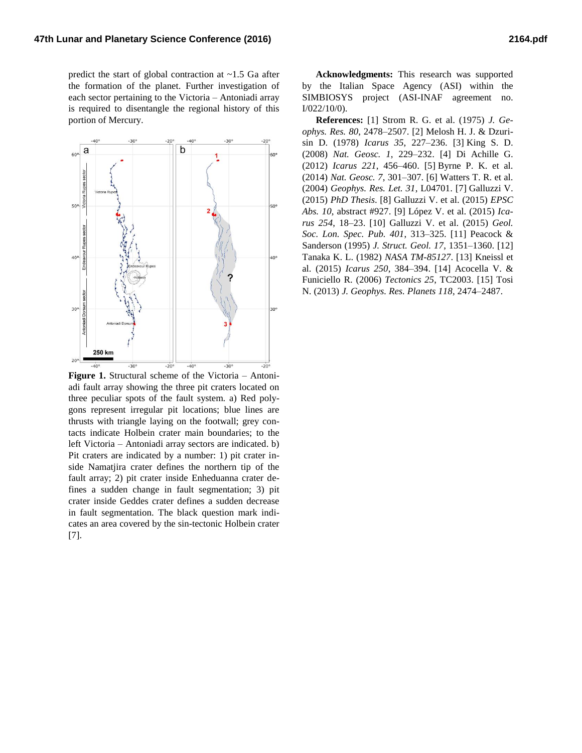predict the start of global contraction at ~1.5 Ga after the formation of the planet. Further investigation of each sector pertaining to the Victoria – Antoniadi array is required to disentangle the regional history of this portion of Mercury.

**Figure 1.** Structural scheme of the Victoria – Antoniadi fault array showing the three pit craters located on three peculiar spots of the fault system. a) Red polygons represent irregular pit locations; blue lines are thrusts with triangle laying on the footwall; grey contacts indicate Holbein crater main boundaries; to the left Victoria – Antoniadi array sectors are indicated. b) Pit craters are indicated by a number: 1) pit crater inside Namatjira crater defines the northern tip of the fault array; 2) pit crater inside Enheduanna crater defines a sudden change in fault segmentation; 3) pit crater inside Geddes crater defines a sudden decrease in fault segmentation. The black question mark indicates an area covered by the sin-tectonic Holbein crater [7].

**Acknowledgments:** This research was supported by the Italian Space Agency (ASI) within the SIMBIOSYS project (ASI-INAF agreement no. I/022/10/0).

**References:** [1] Strom R. G. et al. (1975) *J. Geophys. Res. 80*, 2478–2507. [2] Melosh H. J. & Dzurisin D. (1978) *Icarus 35*, 227–236. [3] King S. D. (2008) *Nat. Geosc. 1*, 229–232. [4] Di Achille G. (2012) *Icarus 221*, 456–460. [5] Byrne P. K. et al. (2014) *Nat. Geosc. 7*, 301–307. [6] Watters T. R. et al. (2004) *Geophys. Res. Let. 31*, L04701. [7] Galluzzi V. (2015) *PhD Thesis*. [8] Galluzzi V. et al. (2015) *EPSC Abs. 10*, abstract #927. [9] López V. et al. (2015) *Icarus 254*, 18–23. [10] Galluzzi V. et al. (2015) *Geol. Soc. Lon. Spec. Pub. 401*, 313–325. [11] Peacock & Sanderson (1995) *J. Struct. Geol. 17*, 1351–1360. [12] Tanaka K. L. (1982) *NASA TM-85127*. [13] Kneissl et al. (2015) *Icarus 250*, 384–394. [14] Acocella V. & Funiciello R. (2006) *Tectonics 25*, TC2003. [15] Tosi N. (2013) *J. Geophys. Res. Planets 118*, 2474–2487.